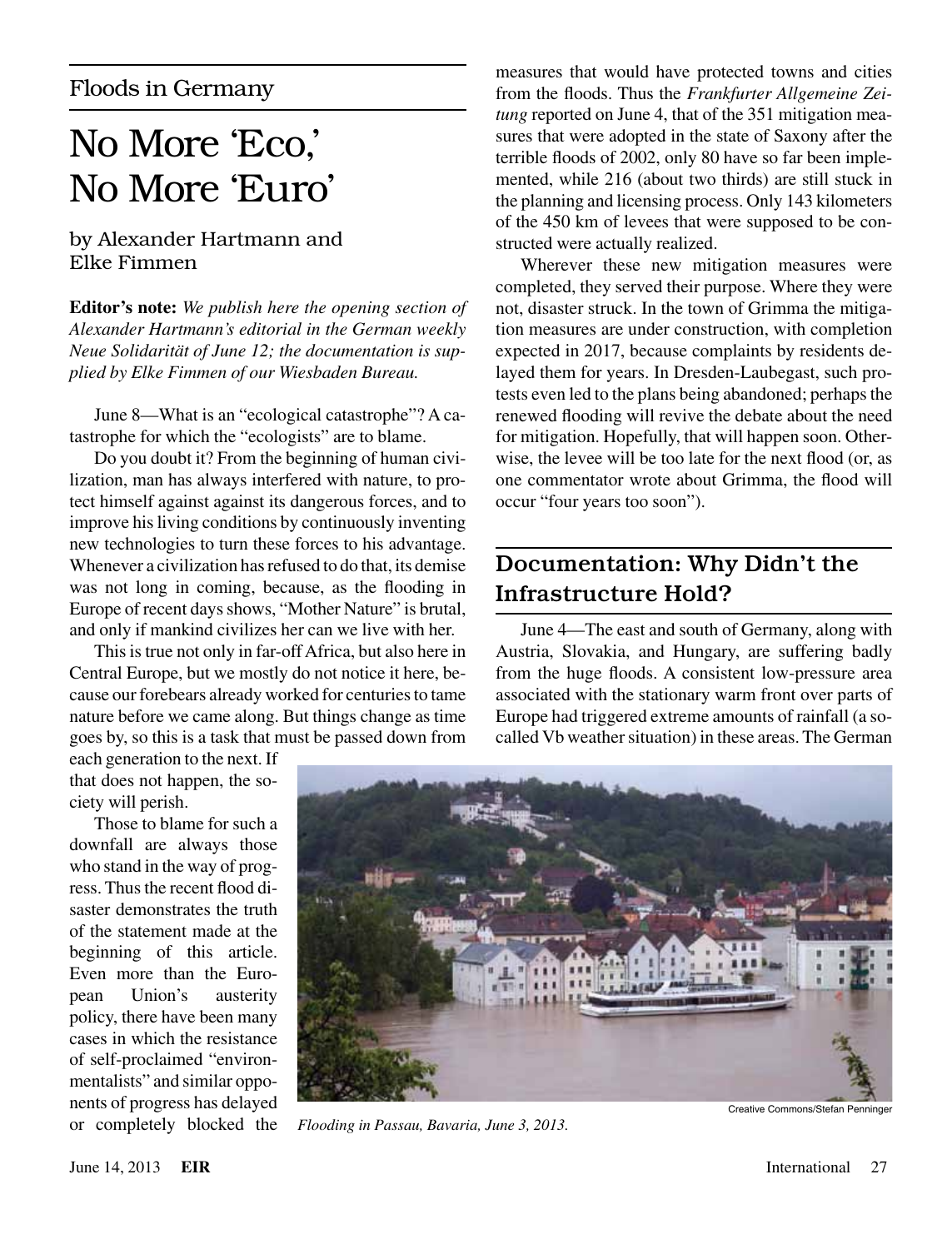## Floods in Germany

# No More 'Eco,' No More 'Euro'

by Alexander Hartmann and Elke Fimmen

**Editor's note:** *We publish here the opening section of Alexander Hartmann's editorial in the German weekly Neue Solidarität of June 12; the documentation is supplied by Elke Fimmen of our Wiesbaden Bureau.*

June 8—What is an "ecological catastrophe"? A catastrophe for which the "ecologists" are to blame.

Do you doubt it? From the beginning of human civilization, man has always interfered with nature, to protect himself against against its dangerous forces, and to improve his living conditions by continuously inventing new technologies to turn these forces to his advantage. Whenever a civilization has refused to do that, its demise was not long in coming, because, as the flooding in Europe of recent days shows, "Mother Nature" is brutal, and only if mankind civilizes her can we live with her.

This is true not only in far-off Africa, but also here in Central Europe, but we mostly do not notice it here, because our forebears already worked for centuries to tame nature before we came along. But things change as time goes by, so this is a task that must be passed down from each generation to the next. If that does not happen, the society will perish.

Those to blame for such a downfall are always those who stand in the way of progress. Thus the recent flood disaster demonstrates the truth of the statement made at the beginning of this article. Even more than the European Union's austerity policy, there have been many cases in which the resistance of self-proclaimed "environmentalists" and similar opponents of progress has delayed or completely blocked the measures that would have protected towns and cities from the floods. Thus the *Frankfurter Allgemeine Zeitung* reported on June 4, that of the 351 mitigation measures that were adopted in the state of Saxony after the terrible floods of 2002, only 80 have so far been implemented, while 216 (about two thirds) are still stuck in the planning and licensing process. Only 143 kilometers of the 450 km of levees that were supposed to be constructed were actually realized.

Wherever these new mitigation measures were completed, they served their purpose. Where they were not, disaster struck. In the town of Grimma the mitigation measures are under construction, with completion expected in 2017, because complaints by residents delayed them for years. In Dresden-Laubegast, such protests even led to the plans being abandoned; perhaps the renewed flooding will revive the debate about the need for mitigation. Hopefully, that will happen soon. Otherwise, the levee will be too late for the next flood (or, as one commentator wrote about Grimma, the flood will occur "four years too soon").

## Documentation: Why Didn't the Infrastructure Hold?

June 4—The east and south of Germany, along with Austria, Slovakia, and Hungary, are suffering badly from the huge floods. A consistent low-pressure area associated with the stationary warm front over parts of Europe had triggered extreme amounts of rainfall (a so-called Vb weather situation) in these areas. The German

Creative Commons/Stefan Penninger

*Flooding in Passau, Bavaria, June 3, 2013.*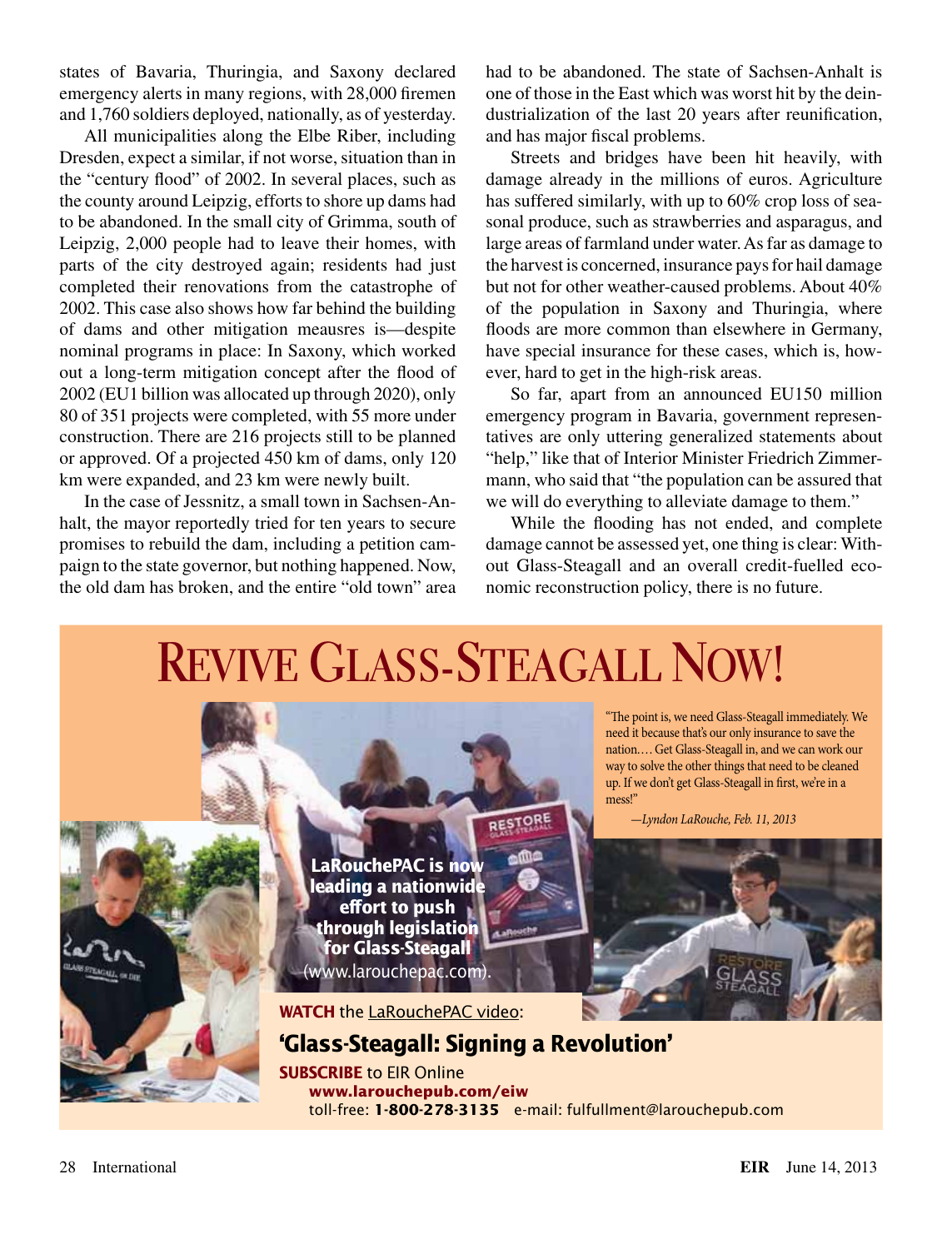states of Bavaria, Thuringia, and Saxony declared emergency alerts in many regions, with 28,000 firemen and 1,760 soldiers deployed, nationally, as of yesterday.

All municipalities along the Elbe Riber, including Dresden, expect a similar, if not worse, situation than in the "century flood" of 2002. In several places, such as the county around Leipzig, efforts to shore up dams had to be abandoned. In the small city of Grimma, south of Leipzig, 2,000 people had to leave their homes, with parts of the city destroyed again; residents had just completed their renovations from the catastrophe of 2002. This case also shows how far behind the building of dams and other mitigation meausres is—despite nominal programs in place: In Saxony, which worked out a long-term mitigation concept after the flood of 2002 (EU1 billion was allocated up through 2020), only 80 of 351 projects were completed, with 55 more under construction. There are 216 projects still to be planned or approved. Of a projected 450 km of dams, only 120 km were expanded, and 23 km were newly built.

In the case of Jessnitz, a small town in Sachsen-Anhalt, the mayor reportedly tried for ten years to secure promises to rebuild the dam, including a petition campaign to the state governor, but nothing happened. Now, the old dam has broken, and the entire "old town" area had to be abandoned. The state of Sachsen-Anhalt is one of those in the East which was worst hit by the deindustrialization of the last 20 years after reunification, and has major fiscal problems.

Streets and bridges have been hit heavily, with damage already in the millions of euros. Agriculture has suffered similarly, with up to 60% crop loss of seasonal produce, such as strawberries and asparagus, and large areas of farmland under water. As far as damage to the harvest is concerned, insurance pays for hail damage but not for other weather-caused problems. About 40% of the population in Saxony and Thuringia, where floods are more common than elsewhere in Germany, have special insurance for these cases, which is, however, hard to get in the high-risk areas.

So far, apart from an announced EU150 million emergency program in Bavaria, government representatives are only uttering generalized statements about "help," like that of Interior Minister Friedrich Zimmermann, who said that "the population can be assured that we will do everything to alleviate damage to them."

While the flooding has not ended, and complete damage cannot be assessed yet, one thing is clear: Without Glass-Steagall and an overall credit-fuelled economic reconstruction policy, there is no future.

# Revive Glass-Steagall Now!

"The point is, we need Glass-Steagall immediately. We need it because that's our only insurance to save the nation.... Get Glass-Steagall in, and we can work our way to solve the other things that need to be cleaned up. If we don't get Glass-Steagall in first, we're in a mess!"

*—Lyndon LaRouche, Feb. 11, 2013*

**LaRouchePAC is now leading a nationwide effort to push through legislation for Glass-Steagall** (www.larouchepac.com).

**WATCH** the LaRouchePAC video:

**'Glass-Steagall: Signing a Revolution'**

**SUBSCRIBE** to EIR Online
**www.larouchepub.com/eiw**
toll-free: **1-800-278-3135** e-mail: fulfullment@larouchepub.com